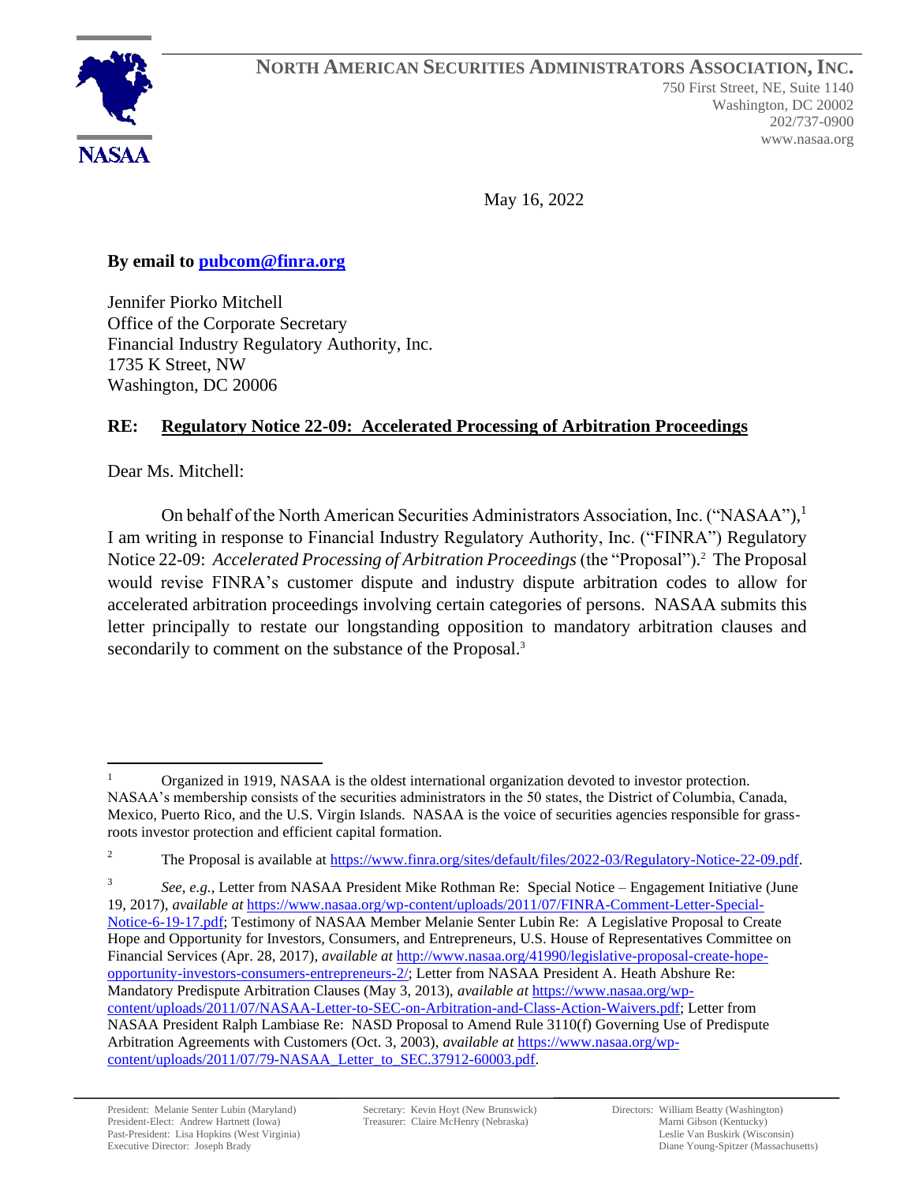**NORTH AMERICAN SECURITIES ADMINISTRATORS ASSOCIATION, INC.**

750 First Street, NE, Suite 1140
Washington, DC 20002
202/737-0900
www.nasaa.org

NASAA

May 16, 2022

**By email to [pubcom@finra.org](mailto:pubcom@finra.org)**

Jennifer Piorko Mitchell
Office of the Corporate Secretary
Financial Industry Regulatory Authority, Inc.
1735 K Street, NW
Washington, DC 20006

**RE: Regulatory Notice 22-09: Accelerated Processing of Arbitration Proceedings**

Dear Ms. Mitchell:

On behalf of the North American Securities Administrators Association, Inc. ("NASAA"),[1] I am writing in response to Financial Industry Regulatory Authority, Inc. ("FINRA") Regulatory Notice 22-09: *Accelerated Processing of Arbitration Proceedings* (the "Proposal").[2] The Proposal would revise FINRA's customer dispute and industry dispute arbitration codes to allow for accelerated arbitration proceedings involving certain categories of persons. NASAA submits this letter principally to restate our longstanding opposition to mandatory arbitration clauses and secondarily to comment on the substance of the Proposal.[3]

---

[1] Organized in 1919, NASAA is the oldest international organization devoted to investor protection. NASAA's membership consists of the securities administrators in the 50 states, the District of Columbia, Canada, Mexico, Puerto Rico, and the U.S. Virgin Islands. NASAA is the voice of securities agencies responsible for grass-roots investor protection and efficient capital formation.

[2] The Proposal is available at https://www.finra.org/sites/default/files/2022-03/Regulatory-Notice-22-09.pdf.

[3] *See, e.g.*, Letter from NASAA President Mike Rothman Re: Special Notice – Engagement Initiative (June 19, 2017), *available at* https://www.nasaa.org/wp-content/uploads/2011/07/FINRA-Comment-Letter-Special-Notice-6-19-17.pdf; Testimony of NASAA Member Melanie Senter Lubin Re: A Legislative Proposal to Create Hope and Opportunity for Investors, Consumers, and Entrepreneurs, U.S. House of Representatives Committee on Financial Services (Apr. 28, 2017), *available at* http://www.nasaa.org/41990/legislative-proposal-create-hope-opportunity-investors-consumers-entrepreneurs-2/; Letter from NASAA President A. Heath Abshure Re: Mandatory Predispute Arbitration Clauses (May 3, 2013), *available at* https://www.nasaa.org/wp-content/uploads/2011/07/NASAA-Letter-to-SEC-on-Arbitration-and-Class-Action-Waivers.pdf; Letter from NASAA President Ralph Lambiase Re: NASD Proposal to Amend Rule 3110(f) Governing Use of Predispute Arbitration Agreements with Customers (Oct. 3, 2003), *available at* https://www.nasaa.org/wp-content/uploads/2011/07/79-NASAA_Letter_to_SEC.37912-60003.pdf.

President: Melanie Senter Lubin (Maryland)
President-Elect: Andrew Hartnett (Iowa)
Past-President: Lisa Hopkins (West Virginia)
Executive Director: Joseph Brady

Secretary: Kevin Hoyt (New Brunswick)
Treasurer: Claire McHenry (Nebraska)

Directors: William Beatty (Washington)
Marni Gibson (Kentucky)
Leslie Van Buskirk (Wisconsin)
Diane Young-Spitzer (Massachusetts)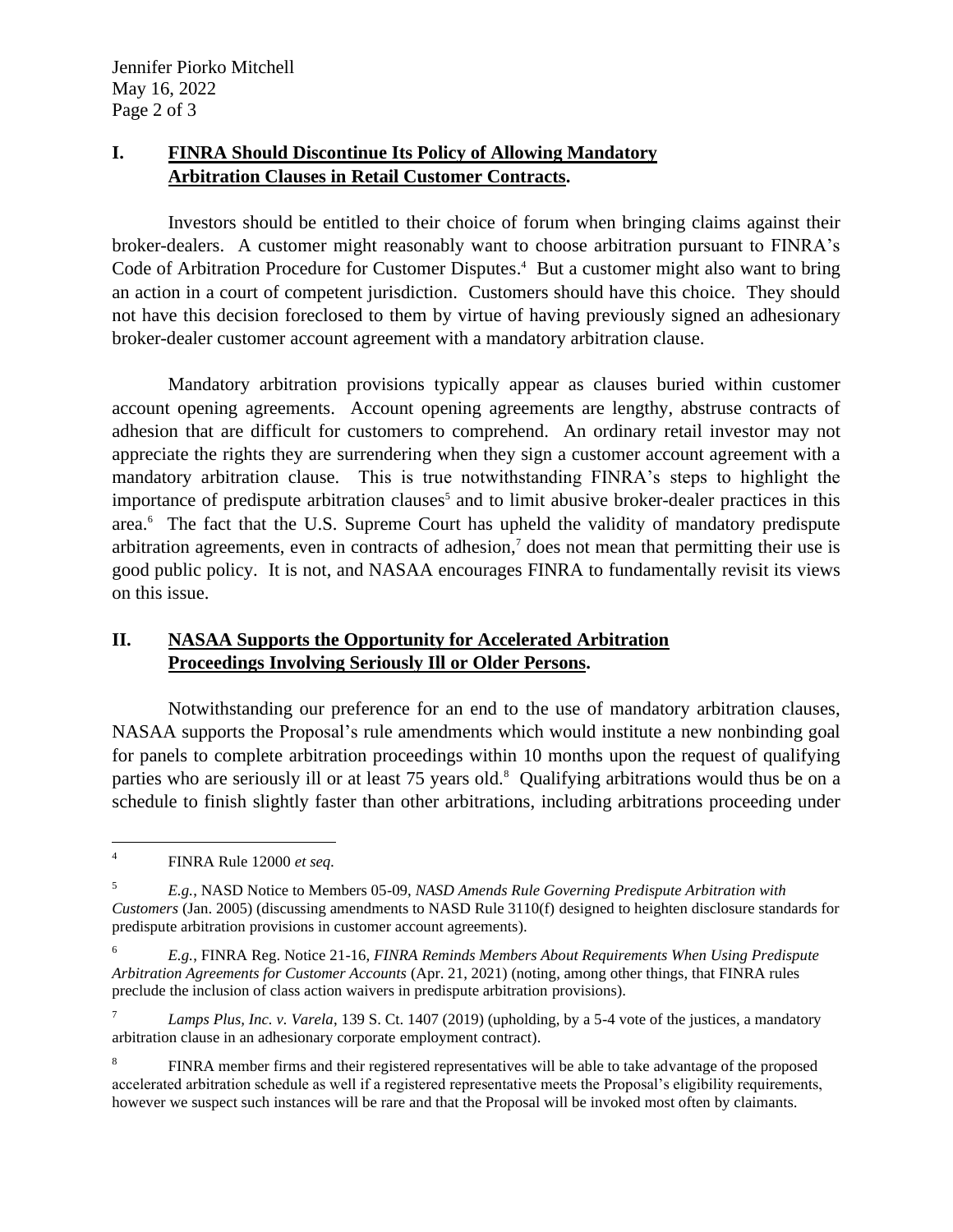## I. FINRA Should Discontinue Its Policy of Allowing Mandatory Arbitration Clauses in Retail Customer Contracts.

Investors should be entitled to their choice of forum when bringing claims against their broker-dealers. A customer might reasonably want to choose arbitration pursuant to FINRA's Code of Arbitration Procedure for Customer Disputes.[4] But a customer might also want to bring an action in a court of competent jurisdiction. Customers should have this choice. They should not have this decision foreclosed to them by virtue of having previously signed an adhesionary broker-dealer customer account agreement with a mandatory arbitration clause.

Mandatory arbitration provisions typically appear as clauses buried within customer account opening agreements. Account opening agreements are lengthy, abstruse contracts of adhesion that are difficult for customers to comprehend. An ordinary retail investor may not appreciate the rights they are surrendering when they sign a customer account agreement with a mandatory arbitration clause. This is true notwithstanding FINRA's steps to highlight the importance of predispute arbitration clauses[5] and to limit abusive broker-dealer practices in this area.[6] The fact that the U.S. Supreme Court has upheld the validity of mandatory predispute arbitration agreements, even in contracts of adhesion,[7] does not mean that permitting their use is good public policy. It is not, and NASAA encourages FINRA to fundamentally revisit its views on this issue.

## II. NASAA Supports the Opportunity for Accelerated Arbitration Proceedings Involving Seriously Ill or Older Persons.

Notwithstanding our preference for an end to the use of mandatory arbitration clauses, NASAA supports the Proposal's rule amendments which would institute a new nonbinding goal for panels to complete arbitration proceedings within 10 months upon the request of qualifying parties who are seriously ill or at least 75 years old.[8] Qualifying arbitrations would thus be on a schedule to finish slightly faster than other arbitrations, including arbitrations proceeding under

---

[4] FINRA Rule 12000 *et seq.*

[5] *E.g.*, NASD Notice to Members 05-09, *NASD Amends Rule Governing Predispute Arbitration with Customers* (Jan. 2005) (discussing amendments to NASD Rule 3110(f) designed to heighten disclosure standards for predispute arbitration provisions in customer account agreements).

[6] *E.g.*, FINRA Reg. Notice 21-16, *FINRA Reminds Members About Requirements When Using Predispute Arbitration Agreements for Customer Accounts* (Apr. 21, 2021) (noting, among other things, that FINRA rules preclude the inclusion of class action waivers in predispute arbitration provisions).

[7] *Lamps Plus, Inc. v. Varela*, 139 S. Ct. 1407 (2019) (upholding, by a 5-4 vote of the justices, a mandatory arbitration clause in an adhesionary corporate employment contract).

[8] FINRA member firms and their registered representatives will be able to take advantage of the proposed accelerated arbitration schedule as well if a registered representative meets the Proposal's eligibility requirements, however we suspect such instances will be rare and that the Proposal will be invoked most often by claimants.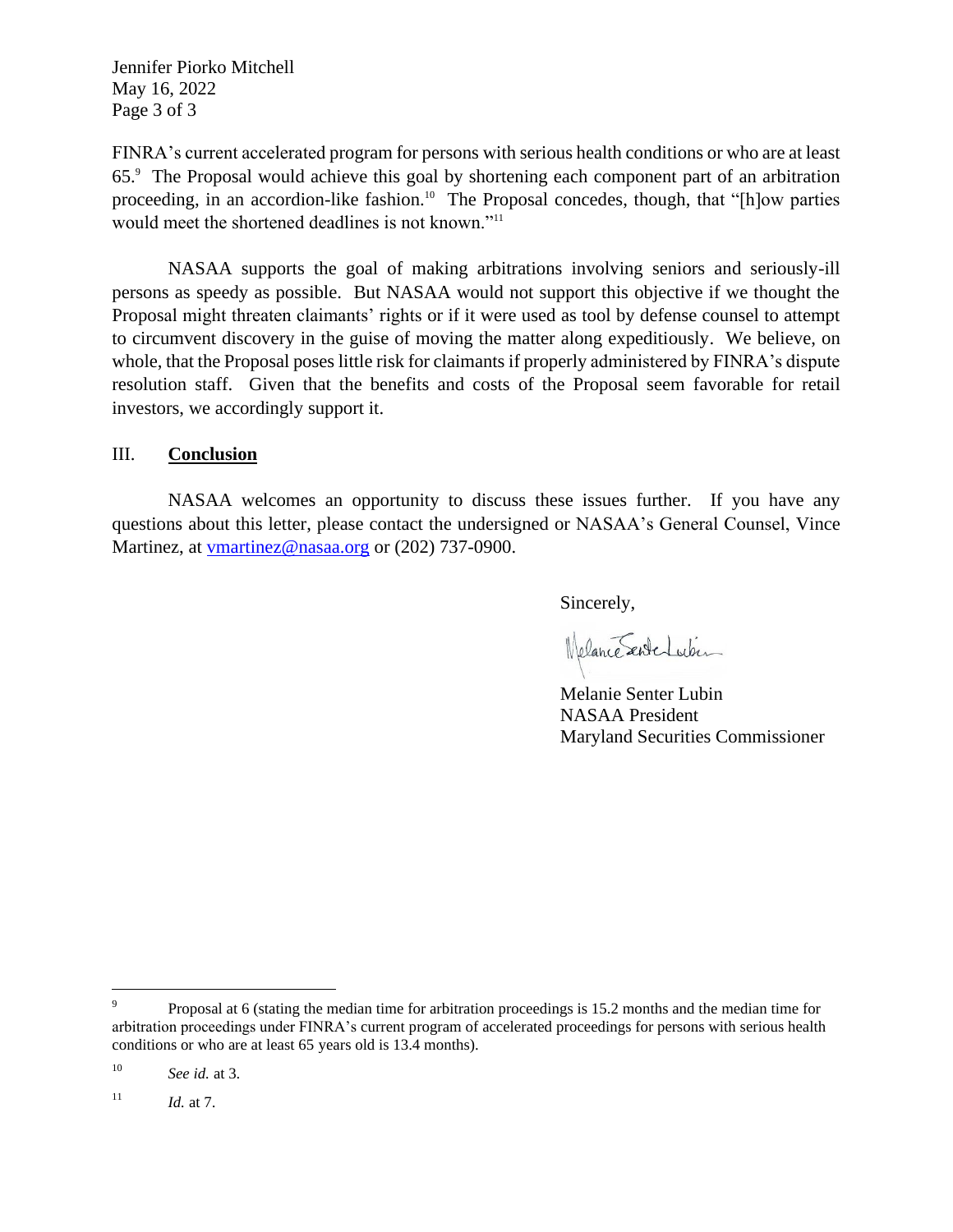FINRA's current accelerated program for persons with serious health conditions or who are at least 65.[9] The Proposal would achieve this goal by shortening each component part of an arbitration proceeding, in an accordion-like fashion.[10] The Proposal concedes, though, that "[h]ow parties would meet the shortened deadlines is not known."[11]

NASAA supports the goal of making arbitrations involving seniors and seriously-ill persons as speedy as possible. But NASAA would not support this objective if we thought the Proposal might threaten claimants' rights or if it were used as tool by defense counsel to attempt to circumvent discovery in the guise of moving the matter along expeditiously. We believe, on whole, that the Proposal poses little risk for claimants if properly administered by FINRA's dispute resolution staff. Given that the benefits and costs of the Proposal seem favorable for retail investors, we accordingly support it.

## III. **Conclusion**

NASAA welcomes an opportunity to discuss these issues further. If you have any questions about this letter, please contact the undersigned or NASAA's General Counsel, Vince Martinez, at vmartinez@nasaa.org or (202) 737-0900.

Sincerely,

Melanie Senter Lubin
NASAA President
Maryland Securities Commissioner

---

[9] Proposal at 6 (stating the median time for arbitration proceedings is 15.2 months and the median time for arbitration proceedings under FINRA's current program of accelerated proceedings for persons with serious health conditions or who are at least 65 years old is 13.4 months).

[10] *See id.* at 3.

[11] *Id.* at 7.